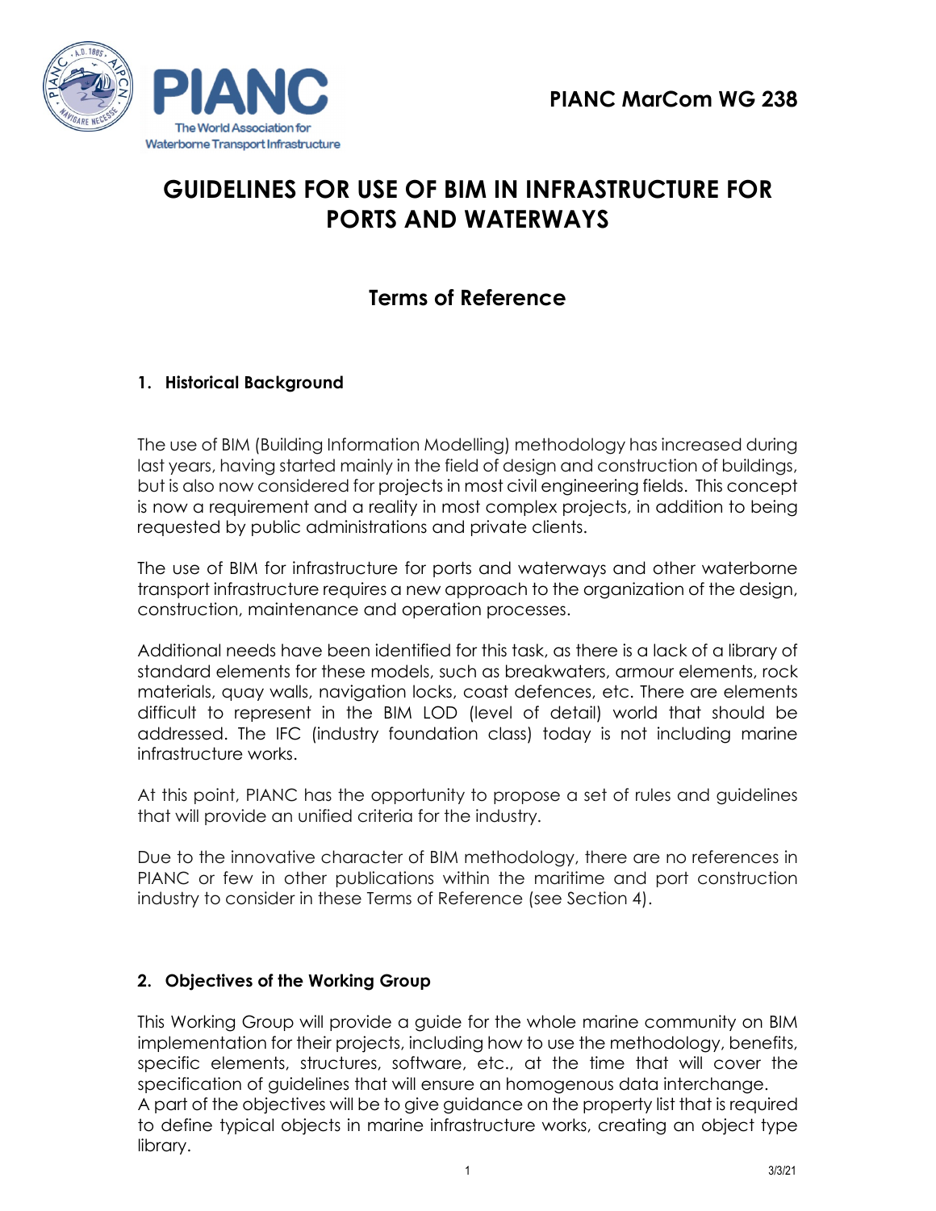PIANC

The World Association for Waterborne Transport Infrastructure

**PIANC MarCom WG 238**

# GUIDELINES FOR USE OF BIM IN INFRASTRUCTURE FOR PORTS AND WATERWAYS

## Terms of Reference

### 1. Historical Background

The use of BIM (Building Information Modelling) methodology has increased during last years, having started mainly in the field of design and construction of buildings, but is also now considered for projects in most civil engineering fields. This concept is now a requirement and a reality in most complex projects, in addition to being requested by public administrations and private clients.

The use of BIM for infrastructure for ports and waterways and other waterborne transport infrastructure requires a new approach to the organization of the design, construction, maintenance and operation processes.

Additional needs have been identified for this task, as there is a lack of a library of standard elements for these models, such as breakwaters, armour elements, rock materials, quay walls, navigation locks, coast defences, etc. There are elements difficult to represent in the BIM LOD (level of detail) world that should be addressed. The IFC (industry foundation class) today is not including marine infrastructure works.

At this point, PIANC has the opportunity to propose a set of rules and guidelines that will provide an unified criteria for the industry.

Due to the innovative character of BIM methodology, there are no references in PIANC or few in other publications within the maritime and port construction industry to consider in these Terms of Reference (see Section 4).

### 2. Objectives of the Working Group

This Working Group will provide a guide for the whole marine community on BIM implementation for their projects, including how to use the methodology, benefits, specific elements, structures, software, etc., at the time that will cover the specification of guidelines that will ensure an homogenous data interchange.
A part of the objectives will be to give guidance on the property list that is required to define typical objects in marine infrastructure works, creating an object type library.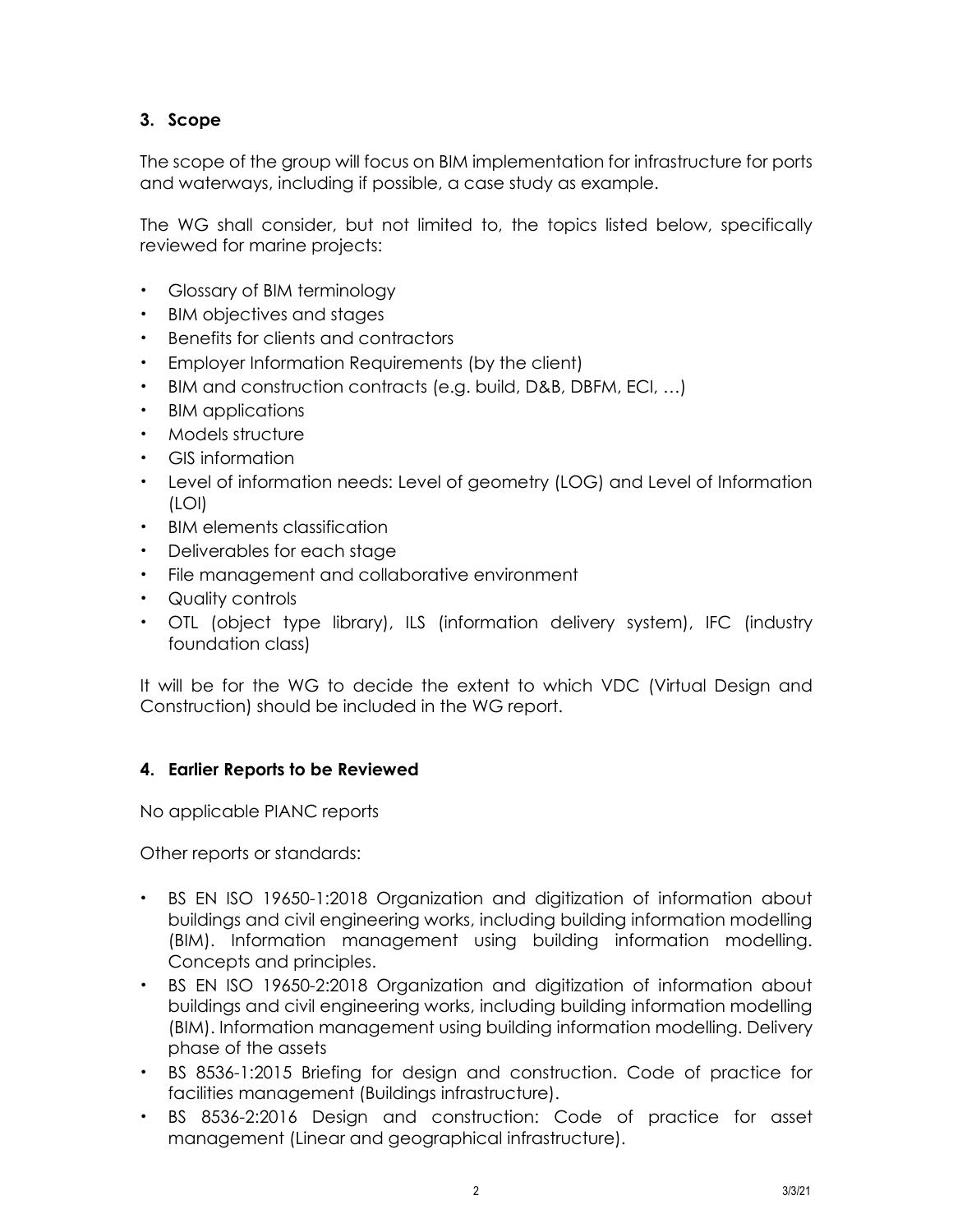## 3. Scope

The scope of the group will focus on BIM implementation for infrastructure for ports and waterways, including if possible, a case study as example.

The WG shall consider, but not limited to, the topics listed below, specifically reviewed for marine projects:

- Glossary of BIM terminology
- BIM objectives and stages
- Benefits for clients and contractors
- Employer Information Requirements (by the client)
- BIM and construction contracts (e.g. build, D&B, DBFM, ECI, …)
- BIM applications
- Models structure
- GIS information
- Level of information needs: Level of geometry (LOG) and Level of Information (LOI)
- BIM elements classification
- Deliverables for each stage
- File management and collaborative environment
- Quality controls
- OTL (object type library), ILS (information delivery system), IFC (industry foundation class)

It will be for the WG to decide the extent to which VDC (Virtual Design and Construction) should be included in the WG report.

## 4. Earlier Reports to be Reviewed

No applicable PIANC reports

Other reports or standards:

- BS EN ISO 19650-1:2018 Organization and digitization of information about buildings and civil engineering works, including building information modelling (BIM). Information management using building information modelling. Concepts and principles.
- BS EN ISO 19650-2:2018 Organization and digitization of information about buildings and civil engineering works, including building information modelling (BIM). Information management using building information modelling. Delivery phase of the assets
- BS 8536-1:2015 Briefing for design and construction. Code of practice for facilities management (Buildings infrastructure).
- BS 8536-2:2016 Design and construction: Code of practice for asset management (Linear and geographical infrastructure).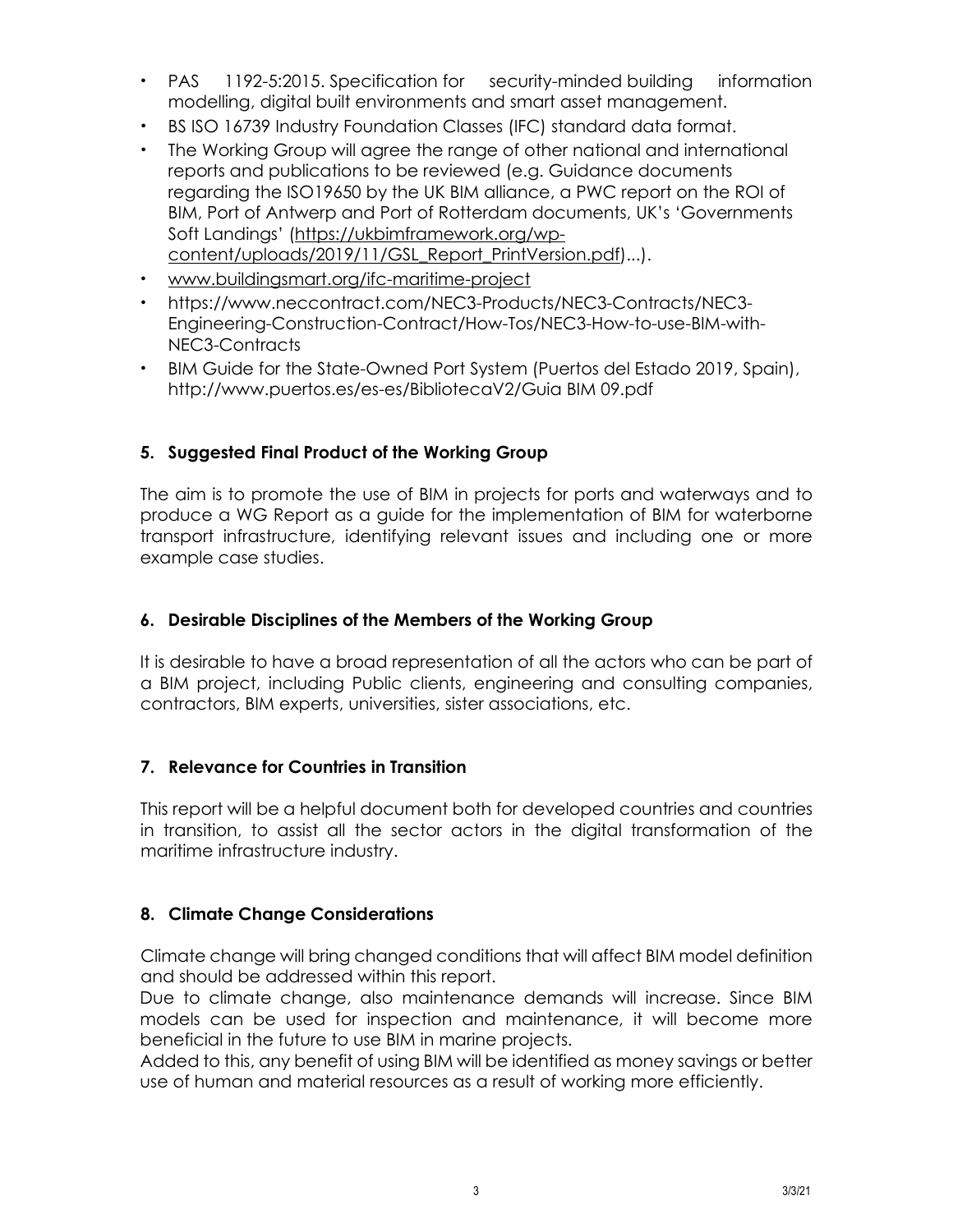- PAS 1192-5:2015. Specification for security-minded building information modelling, digital built environments and smart asset management.
- BS ISO 16739 Industry Foundation Classes (IFC) standard data format.
- The Working Group will agree the range of other national and international reports and publications to be reviewed (e.g. Guidance documents regarding the ISO19650 by the UK BIM alliance, a PWC report on the ROI of BIM, Port of Antwerp and Port of Rotterdam documents, UK's 'Governments Soft Landings' (https://ukbimframework.org/wp-content/uploads/2019/11/GSL_Report_PrintVersion.pdf)...).
- www.buildingsmart.org/ifc-maritime-project
- https://www.neccontract.com/NEC3-Products/NEC3-Contracts/NEC3-Engineering-Construction-Contract/How-Tos/NEC3-How-to-use-BIM-with-NEC3-Contracts
- BIM Guide for the State-Owned Port System (Puertos del Estado 2019, Spain), http://www.puertos.es/es-es/BibliotecaV2/Guia BIM 09.pdf

## 5. Suggested Final Product of the Working Group

The aim is to promote the use of BIM in projects for ports and waterways and to produce a WG Report as a guide for the implementation of BIM for waterborne transport infrastructure, identifying relevant issues and including one or more example case studies.

## 6. Desirable Disciplines of the Members of the Working Group

It is desirable to have a broad representation of all the actors who can be part of a BIM project, including Public clients, engineering and consulting companies, contractors, BIM experts, universities, sister associations, etc.

## 7. Relevance for Countries in Transition

This report will be a helpful document both for developed countries and countries in transition, to assist all the sector actors in the digital transformation of the maritime infrastructure industry.

## 8. Climate Change Considerations

Climate change will bring changed conditions that will affect BIM model definition and should be addressed within this report.

Due to climate change, also maintenance demands will increase. Since BIM models can be used for inspection and maintenance, it will become more beneficial in the future to use BIM in marine projects.

Added to this, any benefit of using BIM will be identified as money savings or better use of human and material resources as a result of working more efficiently.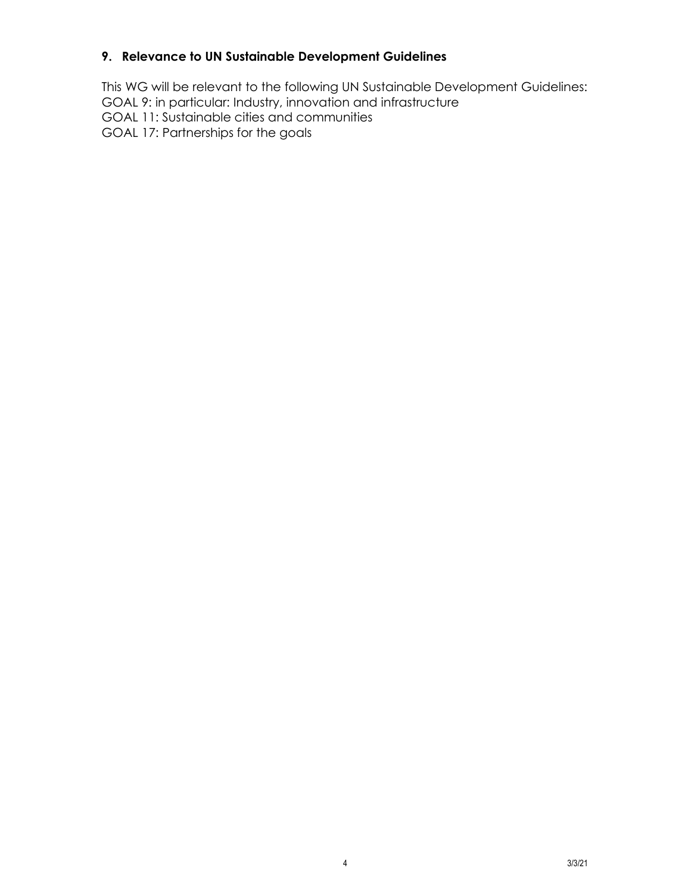## 9. Relevance to UN Sustainable Development Guidelines

This WG will be relevant to the following UN Sustainable Development Guidelines:
GOAL 9: in particular: Industry, innovation and infrastructure
GOAL 11: Sustainable cities and communities
GOAL 17: Partnerships for the goals